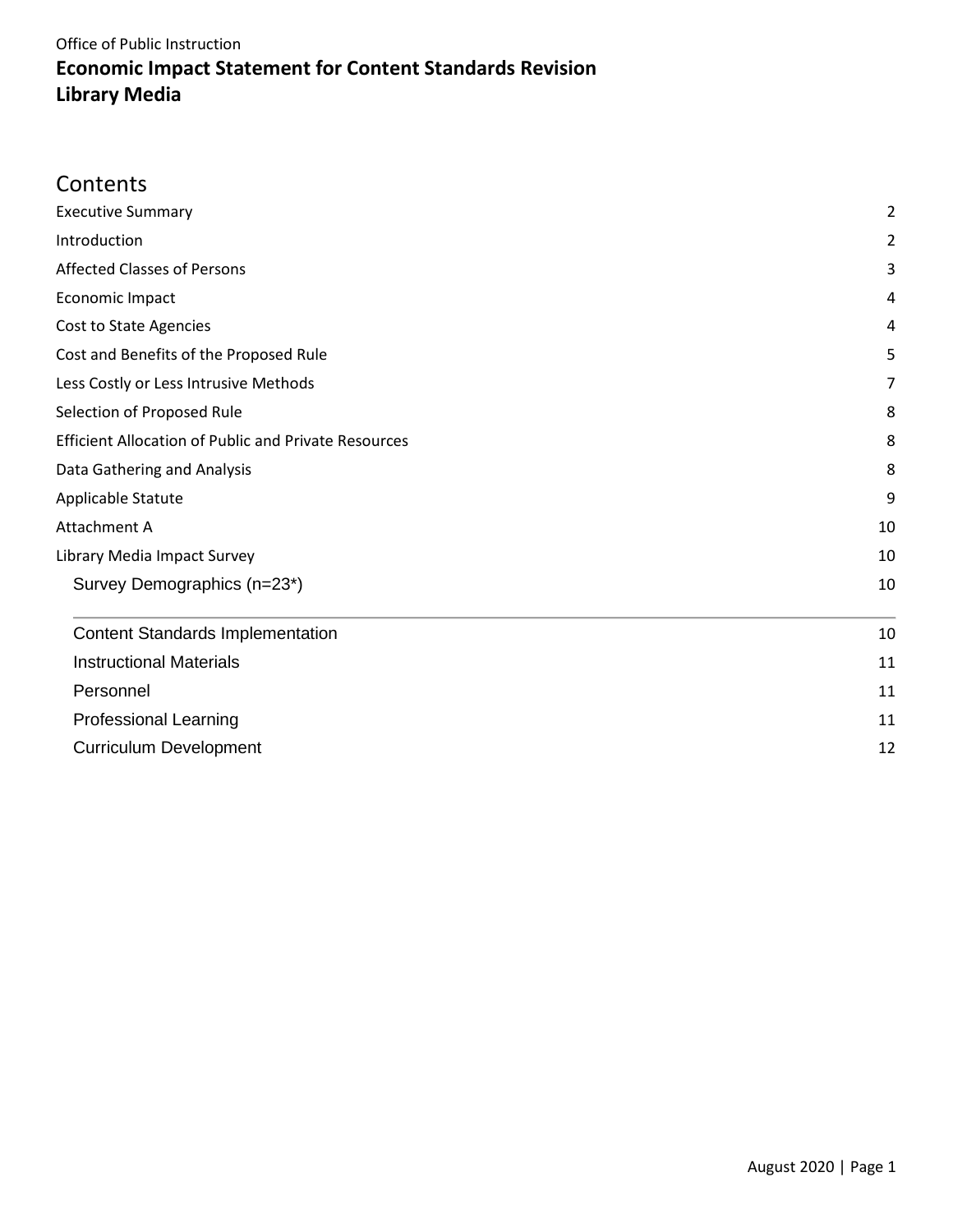Office of Public Instruction

# Economic Impact Statement for Content Standards Revision
# Library Media

## Contents

Executive Summary 2

Introduction 2

Affected Classes of Persons 3

Economic Impact 4

Cost to State Agencies 4

Cost and Benefits of the Proposed Rule 5

Less Costly or Less Intrusive Methods 7

Selection of Proposed Rule 8

Efficient Allocation of Public and Private Resources 8

Data Gathering and Analysis 8

Applicable Statute 9

Attachment A 10

Library Media Impact Survey 10

- Survey Demographics (n=23*) 10
- Content Standards Implementation 10
- Instructional Materials 11
- Personnel 11
- Professional Learning 11
- Curriculum Development 12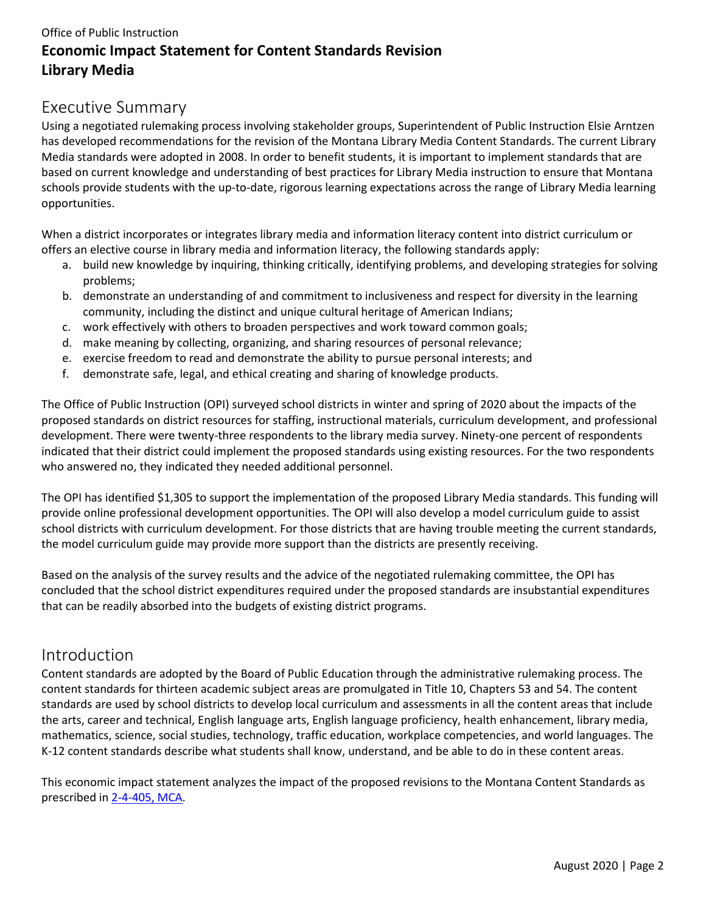Office of Public Instruction

# Economic Impact Statement for Content Standards Revision Library Media

## Executive Summary

Using a negotiated rulemaking process involving stakeholder groups, Superintendent of Public Instruction Elsie Arntzen has developed recommendations for the revision of the Montana Library Media Content Standards. The current Library Media standards were adopted in 2008. In order to benefit students, it is important to implement standards that are based on current knowledge and understanding of best practices for Library Media instruction to ensure that Montana schools provide students with the up-to-date, rigorous learning expectations across the range of Library Media learning opportunities.

When a district incorporates or integrates library media and information literacy content into district curriculum or offers an elective course in library media and information literacy, the following standards apply:

a. build new knowledge by inquiring, thinking critically, identifying problems, and developing strategies for solving problems;
b. demonstrate an understanding of and commitment to inclusiveness and respect for diversity in the learning community, including the distinct and unique cultural heritage of American Indians;
c. work effectively with others to broaden perspectives and work toward common goals;
d. make meaning by collecting, organizing, and sharing resources of personal relevance;
e. exercise freedom to read and demonstrate the ability to pursue personal interests; and
f. demonstrate safe, legal, and ethical creating and sharing of knowledge products.

The Office of Public Instruction (OPI) surveyed school districts in winter and spring of 2020 about the impacts of the proposed standards on district resources for staffing, instructional materials, curriculum development, and professional development. There were twenty-three respondents to the library media survey. Ninety-one percent of respondents indicated that their district could implement the proposed standards using existing resources. For the two respondents who answered no, they indicated they needed additional personnel.

The OPI has identified $1,305 to support the implementation of the proposed Library Media standards. This funding will provide online professional development opportunities. The OPI will also develop a model curriculum guide to assist school districts with curriculum development. For those districts that are having trouble meeting the current standards, the model curriculum guide may provide more support than the districts are presently receiving.

Based on the analysis of the survey results and the advice of the negotiated rulemaking committee, the OPI has concluded that the school district expenditures required under the proposed standards are insubstantial expenditures that can be readily absorbed into the budgets of existing district programs.

## Introduction

Content standards are adopted by the Board of Public Education through the administrative rulemaking process. The content standards for thirteen academic subject areas are promulgated in Title 10, Chapters 53 and 54. The content standards are used by school districts to develop local curriculum and assessments in all the content areas that include the arts, career and technical, English language arts, English language proficiency, health enhancement, library media, mathematics, science, social studies, technology, traffic education, workplace competencies, and world languages. The K-12 content standards describe what students shall know, understand, and be able to do in these content areas.

This economic impact statement analyzes the impact of the proposed revisions to the Montana Content Standards as prescribed in 2-4-405, MCA.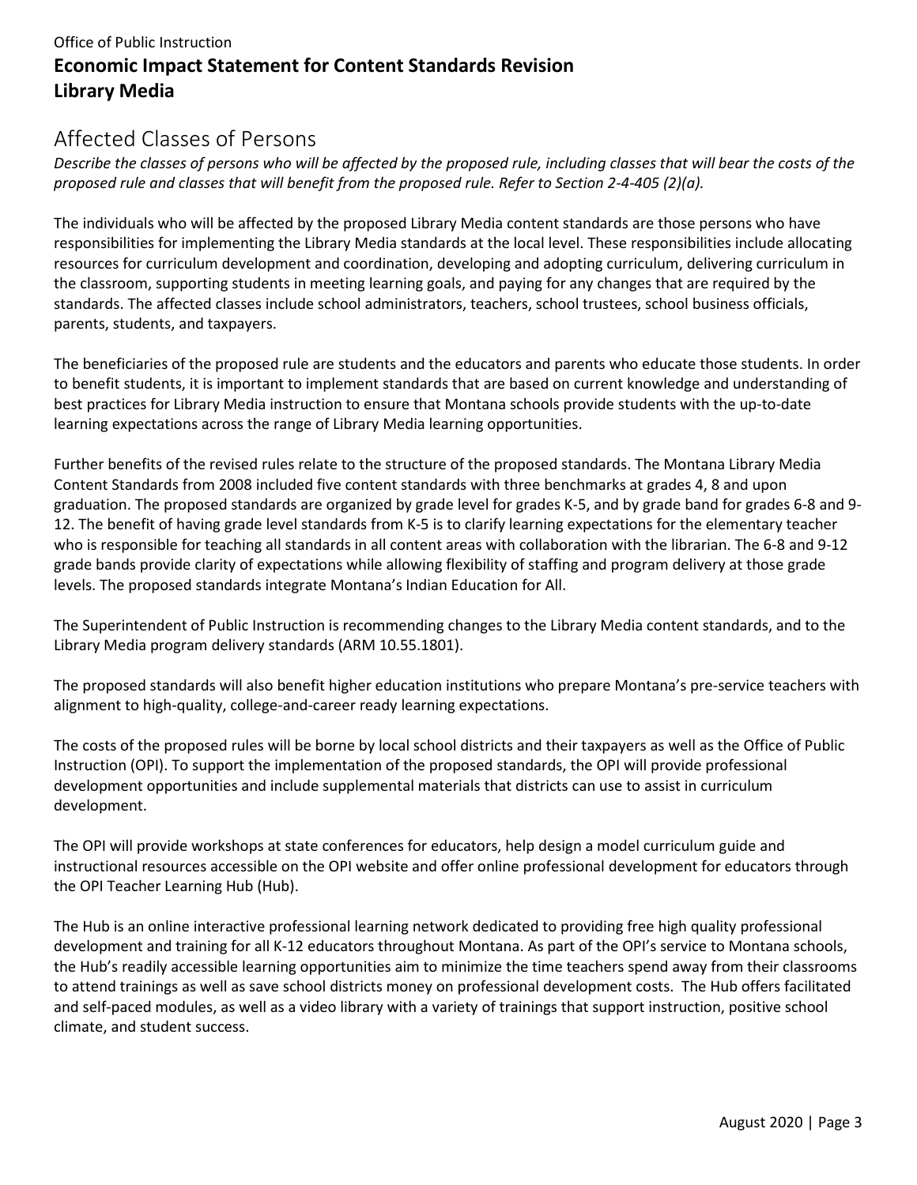Office of Public Instruction

# Economic Impact Statement for Content Standards Revision

# Library Media

## Affected Classes of Persons

*Describe the classes of persons who will be affected by the proposed rule, including classes that will bear the costs of the proposed rule and classes that will benefit from the proposed rule. Refer to Section 2-4-405 (2)(a).*

The individuals who will be affected by the proposed Library Media content standards are those persons who have responsibilities for implementing the Library Media standards at the local level. These responsibilities include allocating resources for curriculum development and coordination, developing and adopting curriculum, delivering curriculum in the classroom, supporting students in meeting learning goals, and paying for any changes that are required by the standards. The affected classes include school administrators, teachers, school trustees, school business officials, parents, students, and taxpayers.

The beneficiaries of the proposed rule are students and the educators and parents who educate those students. In order to benefit students, it is important to implement standards that are based on current knowledge and understanding of best practices for Library Media instruction to ensure that Montana schools provide students with the up-to-date learning expectations across the range of Library Media learning opportunities.

Further benefits of the revised rules relate to the structure of the proposed standards. The Montana Library Media Content Standards from 2008 included five content standards with three benchmarks at grades 4, 8 and upon graduation. The proposed standards are organized by grade level for grades K-5, and by grade band for grades 6-8 and 9-12. The benefit of having grade level standards from K-5 is to clarify learning expectations for the elementary teacher who is responsible for teaching all standards in all content areas with collaboration with the librarian. The 6-8 and 9-12 grade bands provide clarity of expectations while allowing flexibility of staffing and program delivery at those grade levels. The proposed standards integrate Montana's Indian Education for All.

The Superintendent of Public Instruction is recommending changes to the Library Media content standards, and to the Library Media program delivery standards (ARM 10.55.1801).

The proposed standards will also benefit higher education institutions who prepare Montana's pre-service teachers with alignment to high-quality, college-and-career ready learning expectations.

The costs of the proposed rules will be borne by local school districts and their taxpayers as well as the Office of Public Instruction (OPI). To support the implementation of the proposed standards, the OPI will provide professional development opportunities and include supplemental materials that districts can use to assist in curriculum development.

The OPI will provide workshops at state conferences for educators, help design a model curriculum guide and instructional resources accessible on the OPI website and offer online professional development for educators through the OPI Teacher Learning Hub (Hub).

The Hub is an online interactive professional learning network dedicated to providing free high quality professional development and training for all K-12 educators throughout Montana. As part of the OPI's service to Montana schools, the Hub's readily accessible learning opportunities aim to minimize the time teachers spend away from their classrooms to attend trainings as well as save school districts money on professional development costs. The Hub offers facilitated and self-paced modules, as well as a video library with a variety of trainings that support instruction, positive school climate, and student success.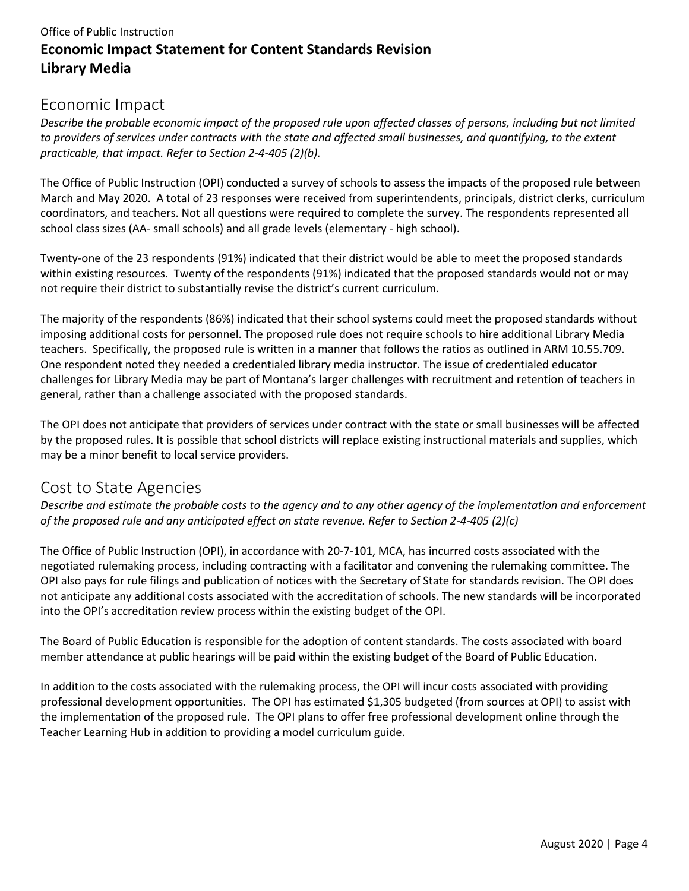Office of Public Instruction

**Economic Impact Statement for Content Standards Revision**
**Library Media**

## Economic Impact

*Describe the probable economic impact of the proposed rule upon affected classes of persons, including but not limited to providers of services under contracts with the state and affected small businesses, and quantifying, to the extent practicable, that impact. Refer to Section 2-4-405 (2)(b).*

The Office of Public Instruction (OPI) conducted a survey of schools to assess the impacts of the proposed rule between March and May 2020. A total of 23 responses were received from superintendents, principals, district clerks, curriculum coordinators, and teachers. Not all questions were required to complete the survey. The respondents represented all school class sizes (AA- small schools) and all grade levels (elementary - high school).

Twenty-one of the 23 respondents (91%) indicated that their district would be able to meet the proposed standards within existing resources. Twenty of the respondents (91%) indicated that the proposed standards would not or may not require their district to substantially revise the district's current curriculum.

The majority of the respondents (86%) indicated that their school systems could meet the proposed standards without imposing additional costs for personnel. The proposed rule does not require schools to hire additional Library Media teachers. Specifically, the proposed rule is written in a manner that follows the ratios as outlined in ARM 10.55.709. One respondent noted they needed a credentialed library media instructor. The issue of credentialed educator challenges for Library Media may be part of Montana's larger challenges with recruitment and retention of teachers in general, rather than a challenge associated with the proposed standards.

The OPI does not anticipate that providers of services under contract with the state or small businesses will be affected by the proposed rules. It is possible that school districts will replace existing instructional materials and supplies, which may be a minor benefit to local service providers.

## Cost to State Agencies

*Describe and estimate the probable costs to the agency and to any other agency of the implementation and enforcement of the proposed rule and any anticipated effect on state revenue. Refer to Section 2-4-405 (2)(c)*

The Office of Public Instruction (OPI), in accordance with 20-7-101, MCA, has incurred costs associated with the negotiated rulemaking process, including contracting with a facilitator and convening the rulemaking committee. The OPI also pays for rule filings and publication of notices with the Secretary of State for standards revision. The OPI does not anticipate any additional costs associated with the accreditation of schools. The new standards will be incorporated into the OPI's accreditation review process within the existing budget of the OPI.

The Board of Public Education is responsible for the adoption of content standards. The costs associated with board member attendance at public hearings will be paid within the existing budget of the Board of Public Education.

In addition to the costs associated with the rulemaking process, the OPI will incur costs associated with providing professional development opportunities. The OPI has estimated $1,305 budgeted (from sources at OPI) to assist with the implementation of the proposed rule. The OPI plans to offer free professional development online through the Teacher Learning Hub in addition to providing a model curriculum guide.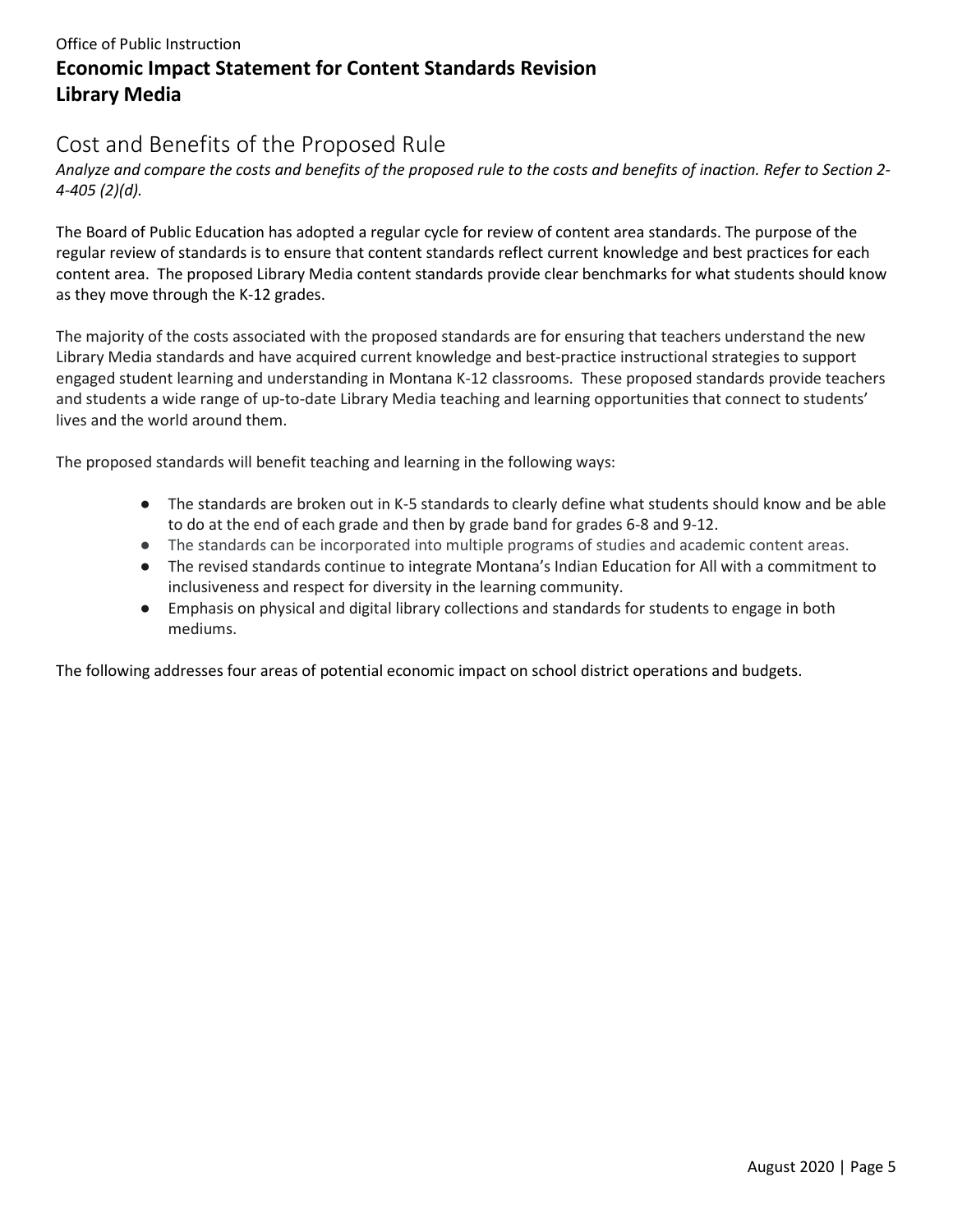## Cost and Benefits of the Proposed Rule

*Analyze and compare the costs and benefits of the proposed rule to the costs and benefits of inaction. Refer to Section 2-4-405 (2)(d).*

The Board of Public Education has adopted a regular cycle for review of content area standards. The purpose of the regular review of standards is to ensure that content standards reflect current knowledge and best practices for each content area. The proposed Library Media content standards provide clear benchmarks for what students should know as they move through the K-12 grades.

The majority of the costs associated with the proposed standards are for ensuring that teachers understand the new Library Media standards and have acquired current knowledge and best-practice instructional strategies to support engaged student learning and understanding in Montana K-12 classrooms. These proposed standards provide teachers and students a wide range of up-to-date Library Media teaching and learning opportunities that connect to students' lives and the world around them.

The proposed standards will benefit teaching and learning in the following ways:

- The standards are broken out in K-5 standards to clearly define what students should know and be able to do at the end of each grade and then by grade band for grades 6-8 and 9-12.
- The standards can be incorporated into multiple programs of studies and academic content areas.
- The revised standards continue to integrate Montana's Indian Education for All with a commitment to inclusiveness and respect for diversity in the learning community.
- Emphasis on physical and digital library collections and standards for students to engage in both mediums.

The following addresses four areas of potential economic impact on school district operations and budgets.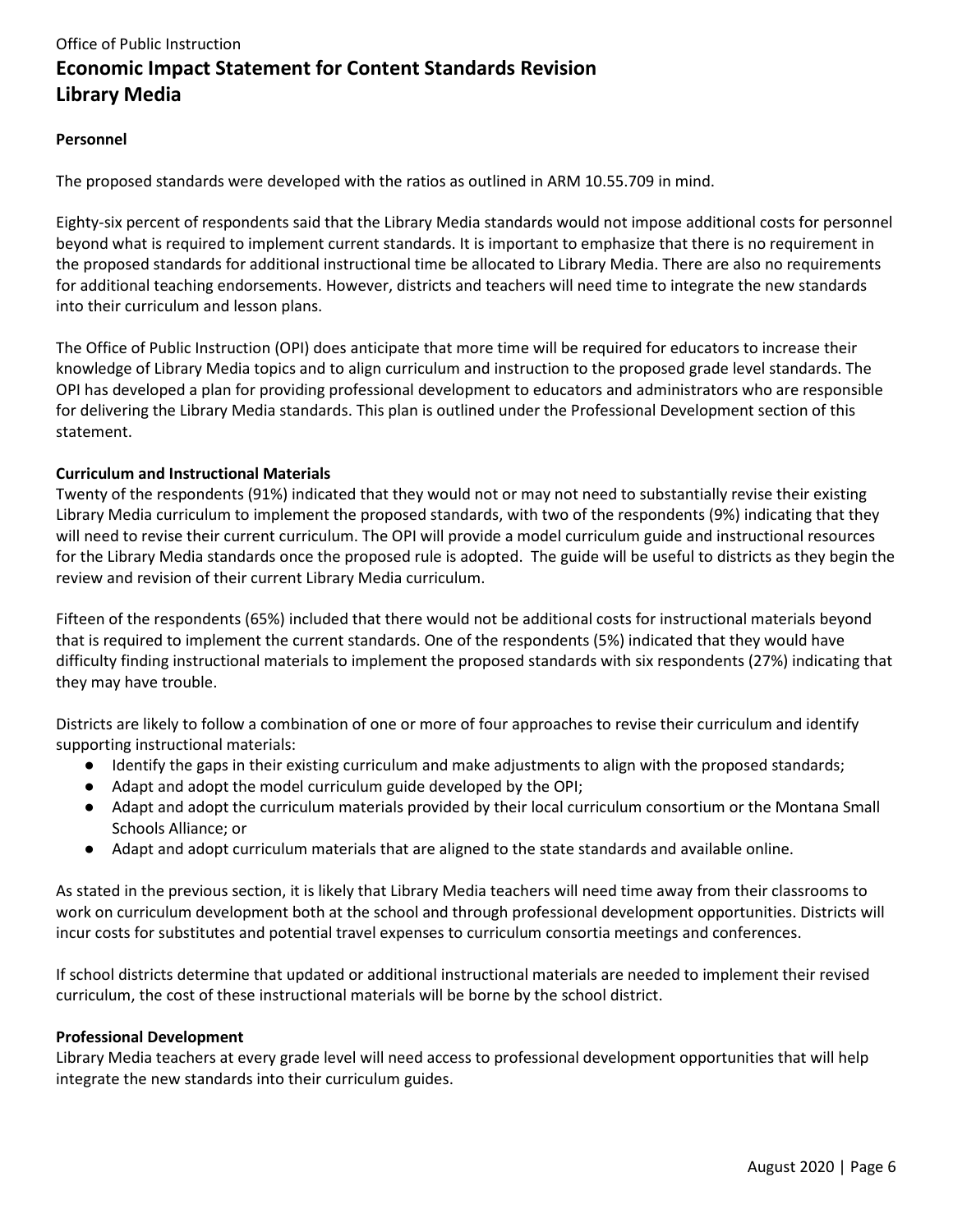Office of Public Instruction

# Economic Impact Statement for Content Standards Revision
# Library Media

**Personnel**

The proposed standards were developed with the ratios as outlined in ARM 10.55.709 in mind.

Eighty-six percent of respondents said that the Library Media standards would not impose additional costs for personnel beyond what is required to implement current standards. It is important to emphasize that there is no requirement in the proposed standards for additional instructional time be allocated to Library Media. There are also no requirements for additional teaching endorsements. However, districts and teachers will need time to integrate the new standards into their curriculum and lesson plans.

The Office of Public Instruction (OPI) does anticipate that more time will be required for educators to increase their knowledge of Library Media topics and to align curriculum and instruction to the proposed grade level standards. The OPI has developed a plan for providing professional development to educators and administrators who are responsible for delivering the Library Media standards. This plan is outlined under the Professional Development section of this statement.

**Curriculum and Instructional Materials**

Twenty of the respondents (91%) indicated that they would not or may not need to substantially revise their existing Library Media curriculum to implement the proposed standards, with two of the respondents (9%) indicating that they will need to revise their current curriculum. The OPI will provide a model curriculum guide and instructional resources for the Library Media standards once the proposed rule is adopted. The guide will be useful to districts as they begin the review and revision of their current Library Media curriculum.

Fifteen of the respondents (65%) included that there would not be additional costs for instructional materials beyond that is required to implement the current standards. One of the respondents (5%) indicated that they would have difficulty finding instructional materials to implement the proposed standards with six respondents (27%) indicating that they may have trouble.

Districts are likely to follow a combination of one or more of four approaches to revise their curriculum and identify supporting instructional materials:

- Identify the gaps in their existing curriculum and make adjustments to align with the proposed standards;
- Adapt and adopt the model curriculum guide developed by the OPI;
- Adapt and adopt the curriculum materials provided by their local curriculum consortium or the Montana Small Schools Alliance; or
- Adapt and adopt curriculum materials that are aligned to the state standards and available online.

As stated in the previous section, it is likely that Library Media teachers will need time away from their classrooms to work on curriculum development both at the school and through professional development opportunities. Districts will incur costs for substitutes and potential travel expenses to curriculum consortia meetings and conferences.

If school districts determine that updated or additional instructional materials are needed to implement their revised curriculum, the cost of these instructional materials will be borne by the school district.

**Professional Development**

Library Media teachers at every grade level will need access to professional development opportunities that will help integrate the new standards into their curriculum guides.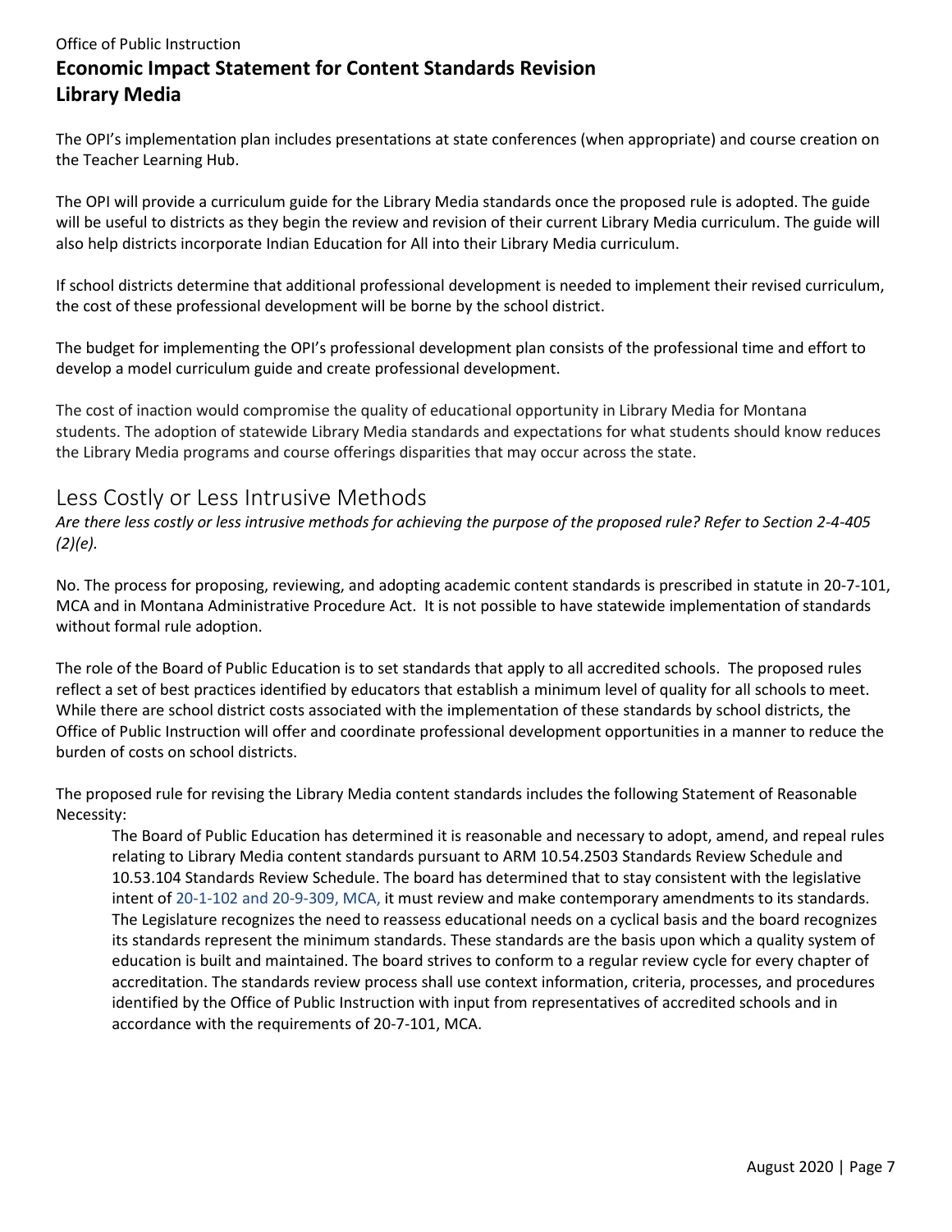The OPI's implementation plan includes presentations at state conferences (when appropriate) and course creation on the Teacher Learning Hub.

The OPI will provide a curriculum guide for the Library Media standards once the proposed rule is adopted. The guide will be useful to districts as they begin the review and revision of their current Library Media curriculum. The guide will also help districts incorporate Indian Education for All into their Library Media curriculum.

If school districts determine that additional professional development is needed to implement their revised curriculum, the cost of these professional development will be borne by the school district.

The budget for implementing the OPI's professional development plan consists of the professional time and effort to develop a model curriculum guide and create professional development.

The cost of inaction would compromise the quality of educational opportunity in Library Media for Montana students. The adoption of statewide Library Media standards and expectations for what students should know reduces the Library Media programs and course offerings disparities that may occur across the state.

## Less Costly or Less Intrusive Methods

*Are there less costly or less intrusive methods for achieving the purpose of the proposed rule? Refer to Section 2-4-405 (2)(e).*

No. The process for proposing, reviewing, and adopting academic content standards is prescribed in statute in 20-7-101, MCA and in Montana Administrative Procedure Act. It is not possible to have statewide implementation of standards without formal rule adoption.

The role of the Board of Public Education is to set standards that apply to all accredited schools. The proposed rules reflect a set of best practices identified by educators that establish a minimum level of quality for all schools to meet. While there are school district costs associated with the implementation of these standards by school districts, the Office of Public Instruction will offer and coordinate professional development opportunities in a manner to reduce the burden of costs on school districts.

The proposed rule for revising the Library Media content standards includes the following Statement of Reasonable Necessity:

> The Board of Public Education has determined it is reasonable and necessary to adopt, amend, and repeal rules relating to Library Media content standards pursuant to ARM 10.54.2503 Standards Review Schedule and 10.53.104 Standards Review Schedule. The board has determined that to stay consistent with the legislative intent of 20-1-102 and 20-9-309, MCA, it must review and make contemporary amendments to its standards. The Legislature recognizes the need to reassess educational needs on a cyclical basis and the board recognizes its standards represent the minimum standards. These standards are the basis upon which a quality system of education is built and maintained. The board strives to conform to a regular review cycle for every chapter of accreditation. The standards review process shall use context information, criteria, processes, and procedures identified by the Office of Public Instruction with input from representatives of accredited schools and in accordance with the requirements of 20-7-101, MCA.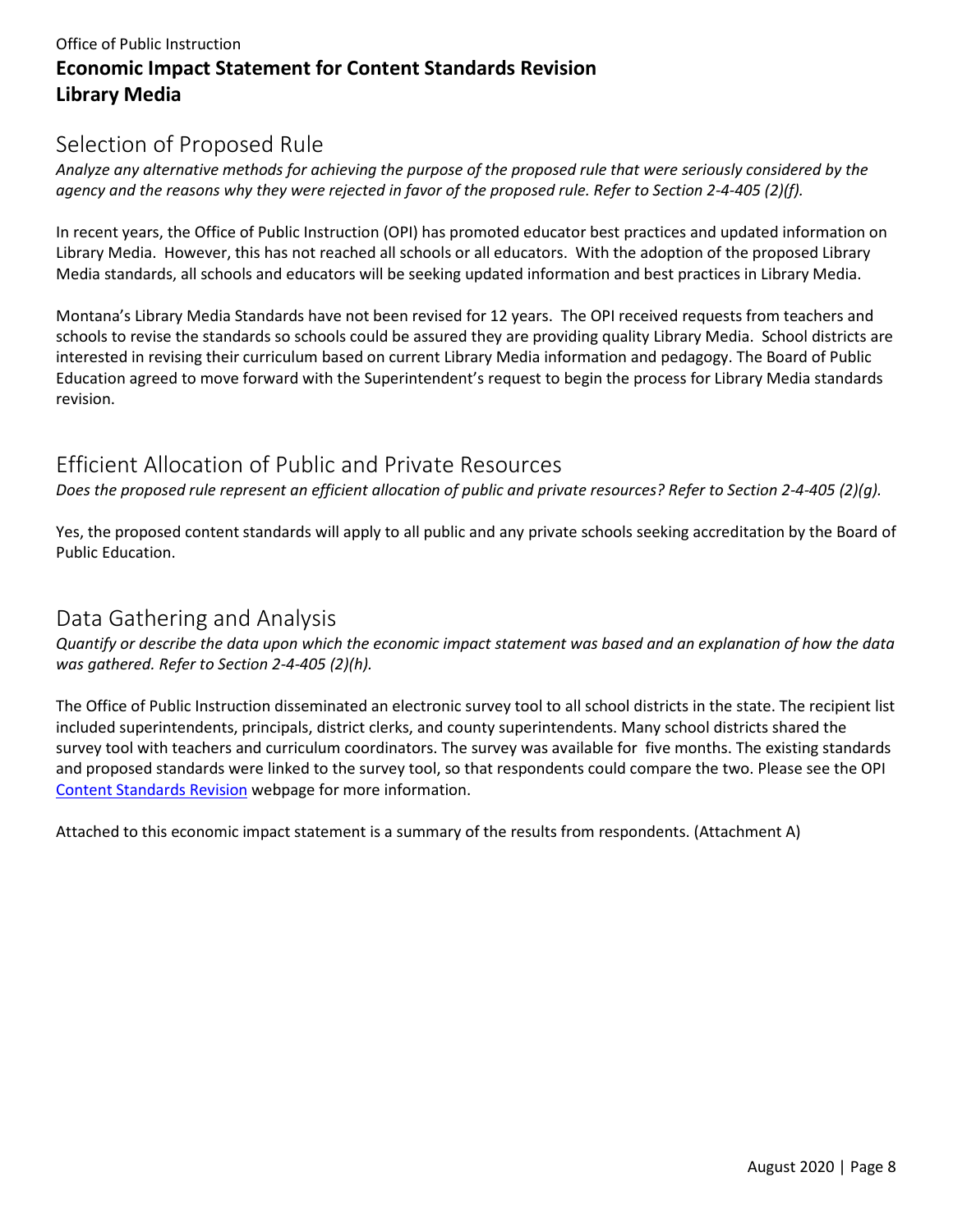Office of Public Instruction

# Economic Impact Statement for Content Standards Revision
# Library Media

## Selection of Proposed Rule

*Analyze any alternative methods for achieving the purpose of the proposed rule that were seriously considered by the agency and the reasons why they were rejected in favor of the proposed rule. Refer to Section 2-4-405 (2)(f).*

In recent years, the Office of Public Instruction (OPI) has promoted educator best practices and updated information on Library Media. However, this has not reached all schools or all educators. With the adoption of the proposed Library Media standards, all schools and educators will be seeking updated information and best practices in Library Media.

Montana's Library Media Standards have not been revised for 12 years. The OPI received requests from teachers and schools to revise the standards so schools could be assured they are providing quality Library Media. School districts are interested in revising their curriculum based on current Library Media information and pedagogy. The Board of Public Education agreed to move forward with the Superintendent's request to begin the process for Library Media standards revision.

## Efficient Allocation of Public and Private Resources

*Does the proposed rule represent an efficient allocation of public and private resources? Refer to Section 2-4-405 (2)(g).*

Yes, the proposed content standards will apply to all public and any private schools seeking accreditation by the Board of Public Education.

## Data Gathering and Analysis

*Quantify or describe the data upon which the economic impact statement was based and an explanation of how the data was gathered. Refer to Section 2-4-405 (2)(h).*

The Office of Public Instruction disseminated an electronic survey tool to all school districts in the state. The recipient list included superintendents, principals, district clerks, and county superintendents. Many school districts shared the survey tool with teachers and curriculum coordinators. The survey was available for five months. The existing standards and proposed standards were linked to the survey tool, so that respondents could compare the two. Please see the OPI Content Standards Revision webpage for more information.

Attached to this economic impact statement is a summary of the results from respondents. (Attachment A)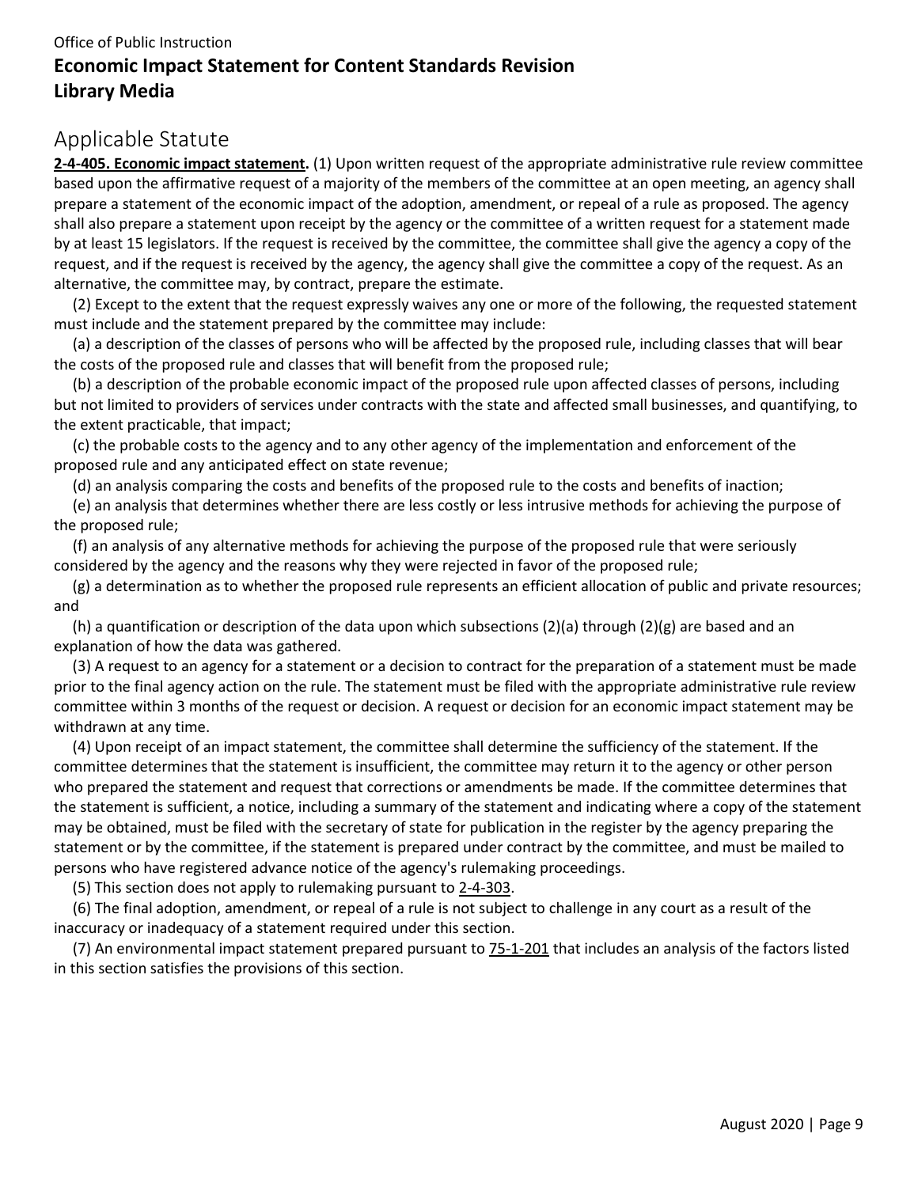Office of Public Instruction

# Economic Impact Statement for Content Standards Revision
# Library Media

## Applicable Statute

**2-4-405. Economic impact statement.** (1) Upon written request of the appropriate administrative rule review committee based upon the affirmative request of a majority of the members of the committee at an open meeting, an agency shall prepare a statement of the economic impact of the adoption, amendment, or repeal of a rule as proposed. The agency shall also prepare a statement upon receipt by the agency or the committee of a written request for a statement made by at least 15 legislators. If the request is received by the committee, the committee shall give the agency a copy of the request, and if the request is received by the agency, the agency shall give the committee a copy of the request. As an alternative, the committee may, by contract, prepare the estimate.

(2) Except to the extent that the request expressly waives any one or more of the following, the requested statement must include and the statement prepared by the committee may include:

(a) a description of the classes of persons who will be affected by the proposed rule, including classes that will bear the costs of the proposed rule and classes that will benefit from the proposed rule;

(b) a description of the probable economic impact of the proposed rule upon affected classes of persons, including but not limited to providers of services under contracts with the state and affected small businesses, and quantifying, to the extent practicable, that impact;

(c) the probable costs to the agency and to any other agency of the implementation and enforcement of the proposed rule and any anticipated effect on state revenue;

(d) an analysis comparing the costs and benefits of the proposed rule to the costs and benefits of inaction;

(e) an analysis that determines whether there are less costly or less intrusive methods for achieving the purpose of the proposed rule;

(f) an analysis of any alternative methods for achieving the purpose of the proposed rule that were seriously considered by the agency and the reasons why they were rejected in favor of the proposed rule;

(g) a determination as to whether the proposed rule represents an efficient allocation of public and private resources; and

(h) a quantification or description of the data upon which subsections (2)(a) through (2)(g) are based and an explanation of how the data was gathered.

(3) A request to an agency for a statement or a decision to contract for the preparation of a statement must be made prior to the final agency action on the rule. The statement must be filed with the appropriate administrative rule review committee within 3 months of the request or decision. A request or decision for an economic impact statement may be withdrawn at any time.

(4) Upon receipt of an impact statement, the committee shall determine the sufficiency of the statement. If the committee determines that the statement is insufficient, the committee may return it to the agency or other person who prepared the statement and request that corrections or amendments be made. If the committee determines that the statement is sufficient, a notice, including a summary of the statement and indicating where a copy of the statement may be obtained, must be filed with the secretary of state for publication in the register by the agency preparing the statement or by the committee, if the statement is prepared under contract by the committee, and must be mailed to persons who have registered advance notice of the agency's rulemaking proceedings.

(5) This section does not apply to rulemaking pursuant to 2-4-303.

(6) The final adoption, amendment, or repeal of a rule is not subject to challenge in any court as a result of the inaccuracy or inadequacy of a statement required under this section.

(7) An environmental impact statement prepared pursuant to 75-1-201 that includes an analysis of the factors listed in this section satisfies the provisions of this section.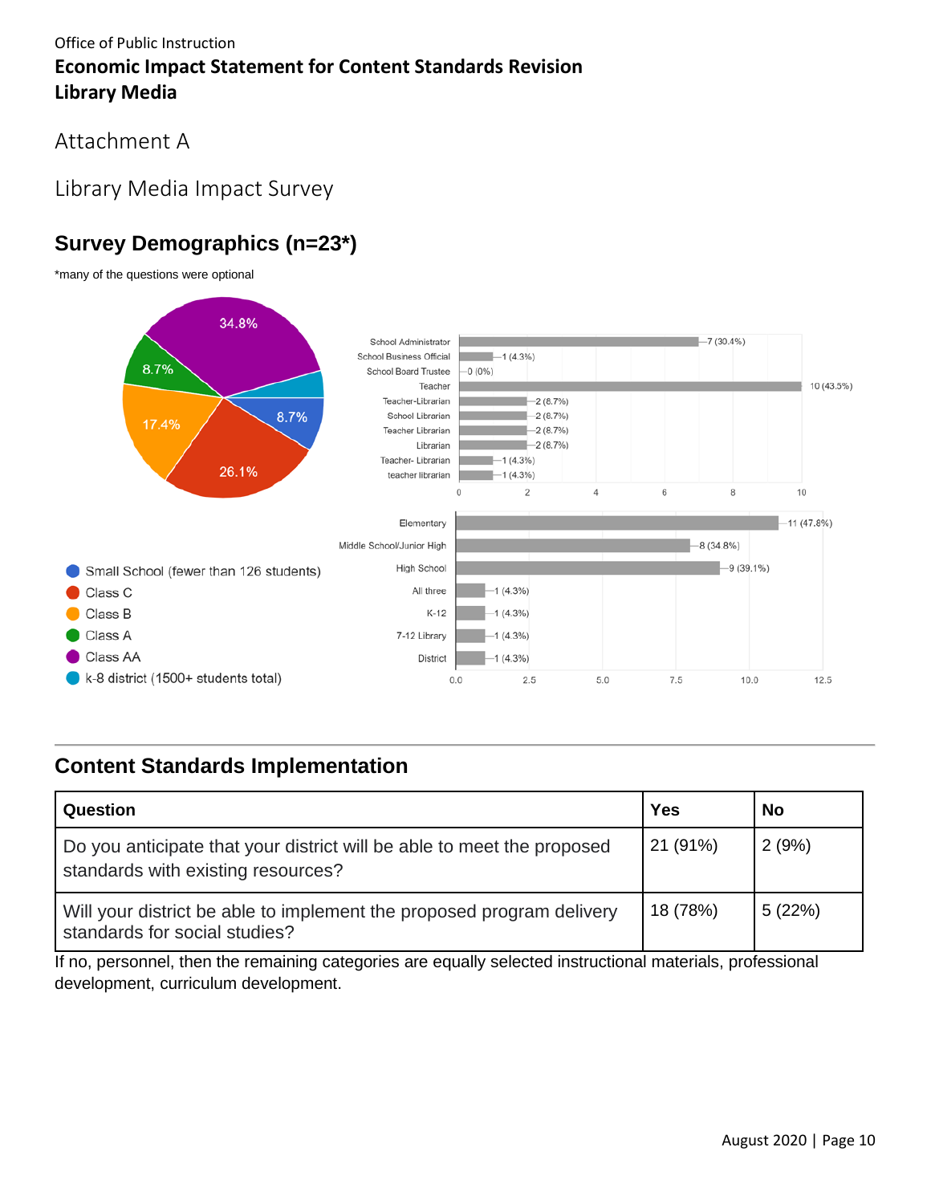Office of Public Instruction

**Economic Impact Statement for Content Standards Revision**

**Library Media**

# Attachment A

# Library Media Impact Survey

## Survey Demographics (n=23*)

*many of the questions were optional

- Small School (fewer than 126 students): 8.7%
- Class C: 26.1%
- Class B: 17.4%
- Class A: 8.7%
- Class AA: 34.8%
- k-8 district (1500+ students total)

| Role | Count |
|---|---|
| School Administrator | 7 (30.4%) |
| School Business Official | 1 (4.3%) |
| School Board Trustee | 0 (0%) |
| Teacher | 10 (43.5%) |
| Teacher-Librarian | 2 (8.7%) |
| School Librarian | 2 (8.7%) |
| Teacher Librarian | 2 (8.7%) |
| Librarian | 2 (8.7%) |
| Teacher- Librarian | 1 (4.3%) |
| teacher librarian | 1 (4.3%) |

| Level | Count |
|---|---|
| Elementary | 11 (47.8%) |
| Middle School/Junior High | 8 (34.8%) |
| High School | 9 (39.1%) |
| All three | 1 (4.3%) |
| K-12 | 1 (4.3%) |
| 7-12 Library | 1 (4.3%) |
| District | 1 (4.3%) |

## Content Standards Implementation

| Question | Yes | No |
|---|---|---|
| Do you anticipate that your district will be able to meet the proposed standards with existing resources? | 21 (91%) | 2 (9%) |
| Will your district be able to implement the proposed program delivery standards for social studies? | 18 (78%) | 5 (22%) |

If no, personnel, then the remaining categories are equally selected instructional materials, professional development, curriculum development.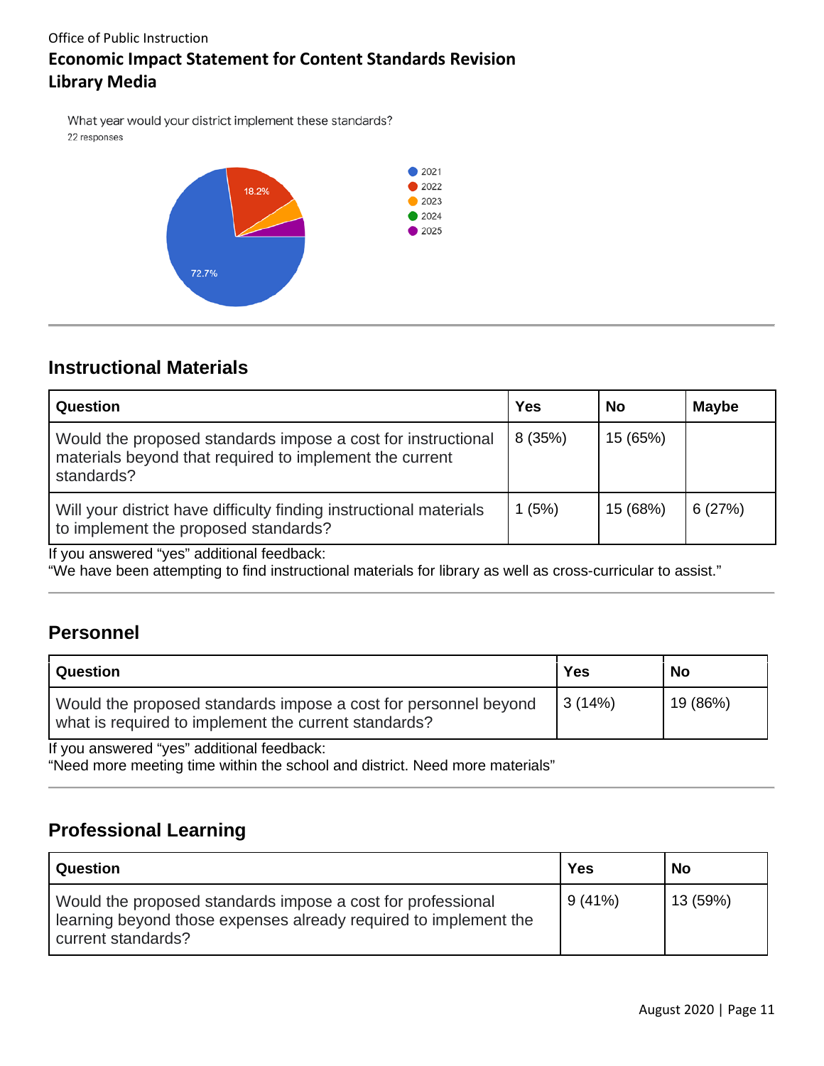Office of Public Instruction

**Economic Impact Statement for Content Standards Revision**

**Library Media**

What year would your district implement these standards?

22 responses

- 2021: 72.7%
- 2022: 18.2%
- 2023
- 2024
- 2025

## Instructional Materials

| Question | Yes | No | Maybe |
|---|---|---|---|
| Would the proposed standards impose a cost for instructional materials beyond that required to implement the current standards? | 8 (35%) | 15 (65%) | |
| Will your district have difficulty finding instructional materials to implement the proposed standards? | 1 (5%) | 15 (68%) | 6 (27%) |

If you answered "yes" additional feedback:
"We have been attempting to find instructional materials for library as well as cross-curricular to assist."

## Personnel

| Question | Yes | No |
|---|---|---|
| Would the proposed standards impose a cost for personnel beyond what is required to implement the current standards? | 3 (14%) | 19 (86%) |

If you answered "yes" additional feedback:
"Need more meeting time within the school and district. Need more materials"

## Professional Learning

| Question | Yes | No |
|---|---|---|
| Would the proposed standards impose a cost for professional learning beyond those expenses already required to implement the current standards? | 9 (41%) | 13 (59%) |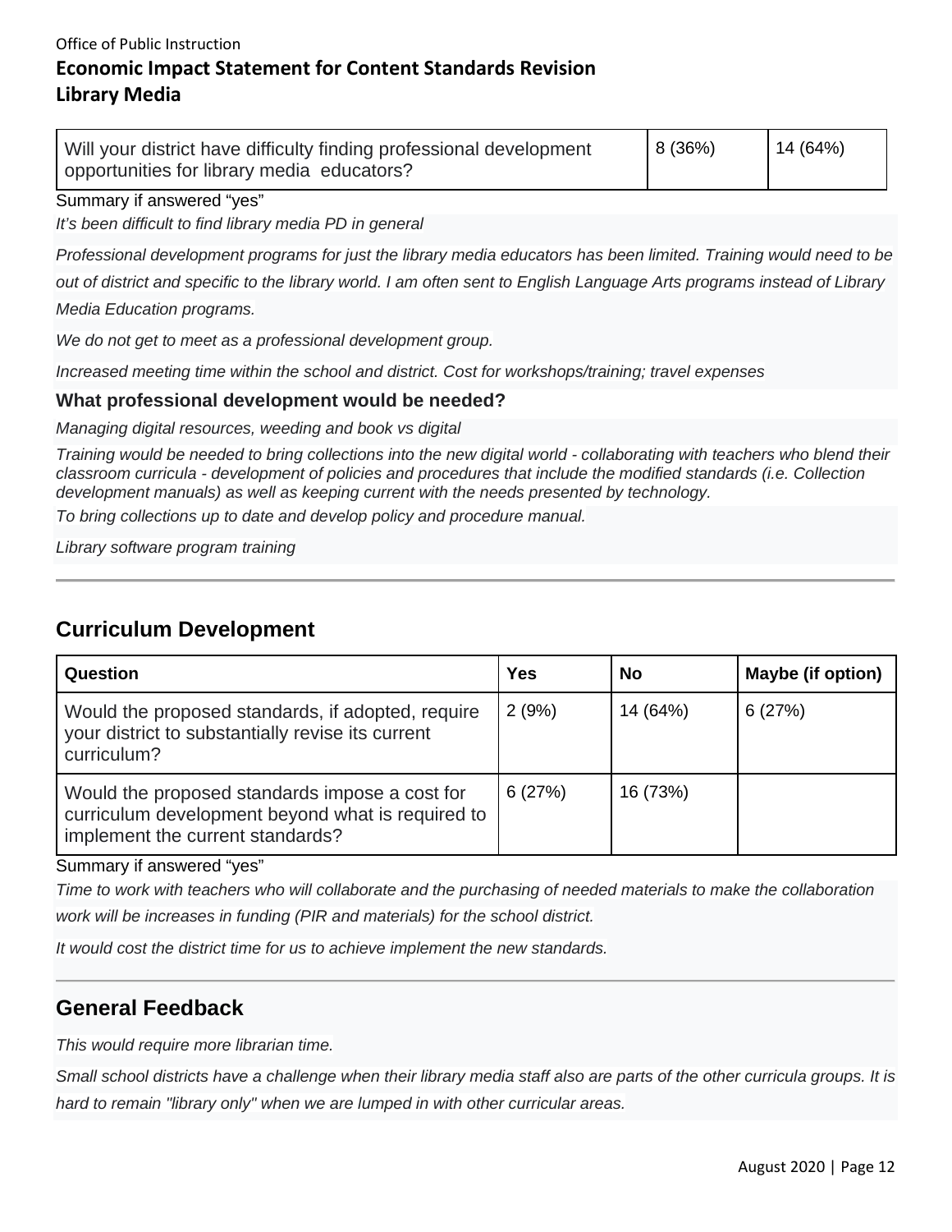| | | |
|---|---|---|
| Will your district have difficulty finding professional development opportunities for library media educators? | 8 (36%) | 14 (64%) |

Summary if answered "yes"

*It's been difficult to find library media PD in general*

*Professional development programs for just the library media educators has been limited. Training would need to be out of district and specific to the library world. I am often sent to English Language Arts programs instead of Library Media Education programs.*

*We do not get to meet as a professional development group.*

*Increased meeting time within the school and district. Cost for workshops/training; travel expenses*

**What professional development would be needed?**

*Managing digital resources, weeding and book vs digital*

*Training would be needed to bring collections into the new digital world - collaborating with teachers who blend their classroom curricula - development of policies and procedures that include the modified standards (i.e. Collection development manuals) as well as keeping current with the needs presented by technology.*

*To bring collections up to date and develop policy and procedure manual.*

*Library software program training*

## Curriculum Development

| Question | Yes | No | Maybe (if option) |
|---|---|---|---|
| Would the proposed standards, if adopted, require your district to substantially revise its current curriculum? | 2 (9%) | 14 (64%) | 6 (27%) |
| Would the proposed standards impose a cost for curriculum development beyond what is required to implement the current standards? | 6 (27%) | 16 (73%) | |

Summary if answered "yes"

*Time to work with teachers who will collaborate and the purchasing of needed materials to make the collaboration work will be increases in funding (PIR and materials) for the school district.*

*It would cost the district time for us to achieve implement the new standards.*

## General Feedback

*This would require more librarian time.*

*Small school districts have a challenge when their library media staff also are parts of the other curricula groups. It is hard to remain "library only" when we are lumped in with other curricular areas.*